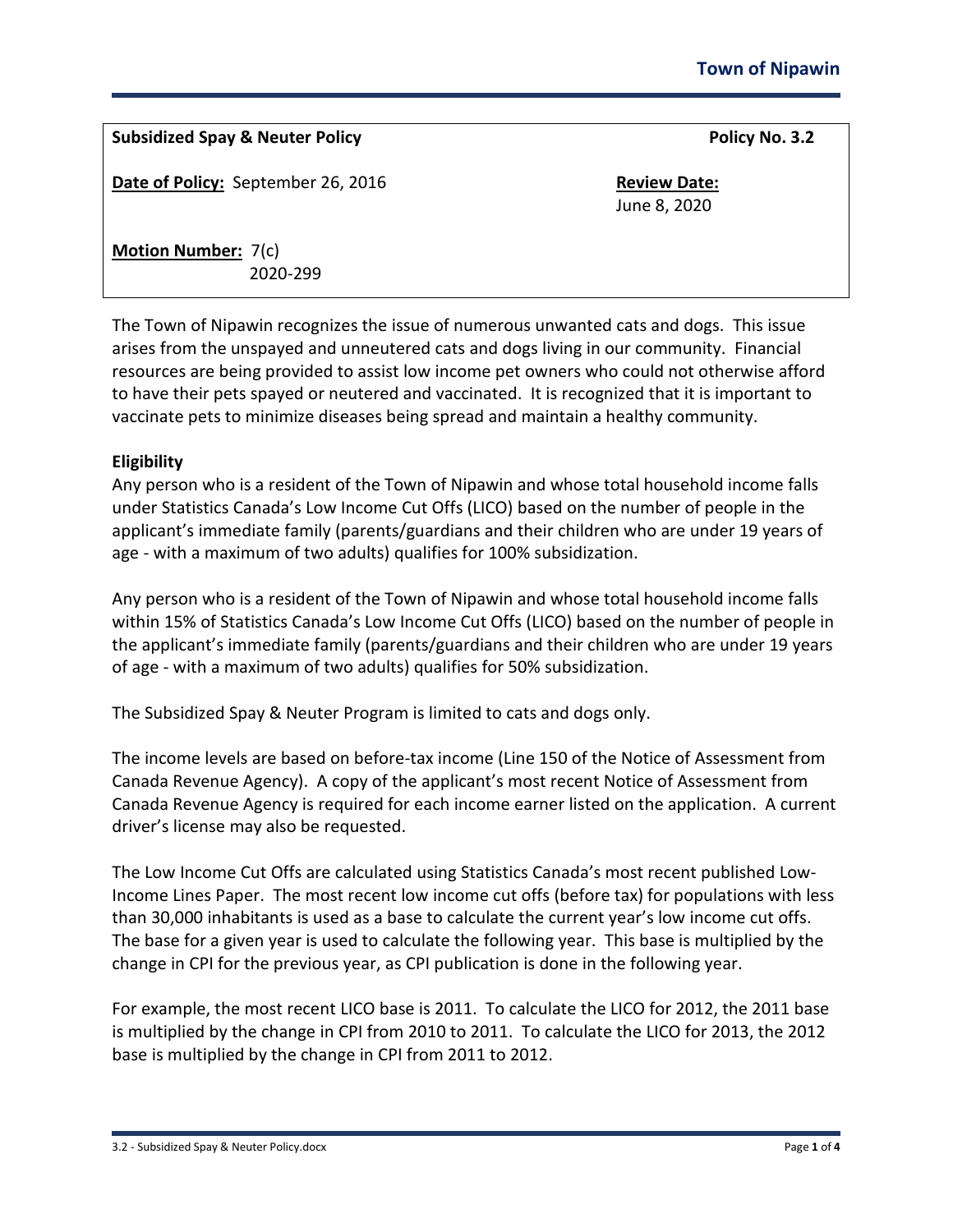| **Subsidized Spay & Neuter Policy** | **Policy No. 3.2** |
| --- | --- |
| **Date of Policy:** September 26, 2016 | **Review Date:** June 8, 2020 |
| **Motion Number:** 7(c) 2020-299 | |

The Town of Nipawin recognizes the issue of numerous unwanted cats and dogs. This issue arises from the unspayed and unneutered cats and dogs living in our community. Financial resources are being provided to assist low income pet owners who could not otherwise afford to have their pets spayed or neutered and vaccinated. It is recognized that it is important to vaccinate pets to minimize diseases being spread and maintain a healthy community.

**Eligibility**

Any person who is a resident of the Town of Nipawin and whose total household income falls under Statistics Canada's Low Income Cut Offs (LICO) based on the number of people in the applicant's immediate family (parents/guardians and their children who are under 19 years of age - with a maximum of two adults) qualifies for 100% subsidization.

Any person who is a resident of the Town of Nipawin and whose total household income falls within 15% of Statistics Canada's Low Income Cut Offs (LICO) based on the number of people in the applicant's immediate family (parents/guardians and their children who are under 19 years of age - with a maximum of two adults) qualifies for 50% subsidization.

The Subsidized Spay & Neuter Program is limited to cats and dogs only.

The income levels are based on before-tax income (Line 150 of the Notice of Assessment from Canada Revenue Agency). A copy of the applicant's most recent Notice of Assessment from Canada Revenue Agency is required for each income earner listed on the application. A current driver's license may also be requested.

The Low Income Cut Offs are calculated using Statistics Canada's most recent published Low-Income Lines Paper. The most recent low income cut offs (before tax) for populations with less than 30,000 inhabitants is used as a base to calculate the current year's low income cut offs. The base for a given year is used to calculate the following year. This base is multiplied by the change in CPI for the previous year, as CPI publication is done in the following year.

For example, the most recent LICO base is 2011. To calculate the LICO for 2012, the 2011 base is multiplied by the change in CPI from 2010 to 2011. To calculate the LICO for 2013, the 2012 base is multiplied by the change in CPI from 2011 to 2012.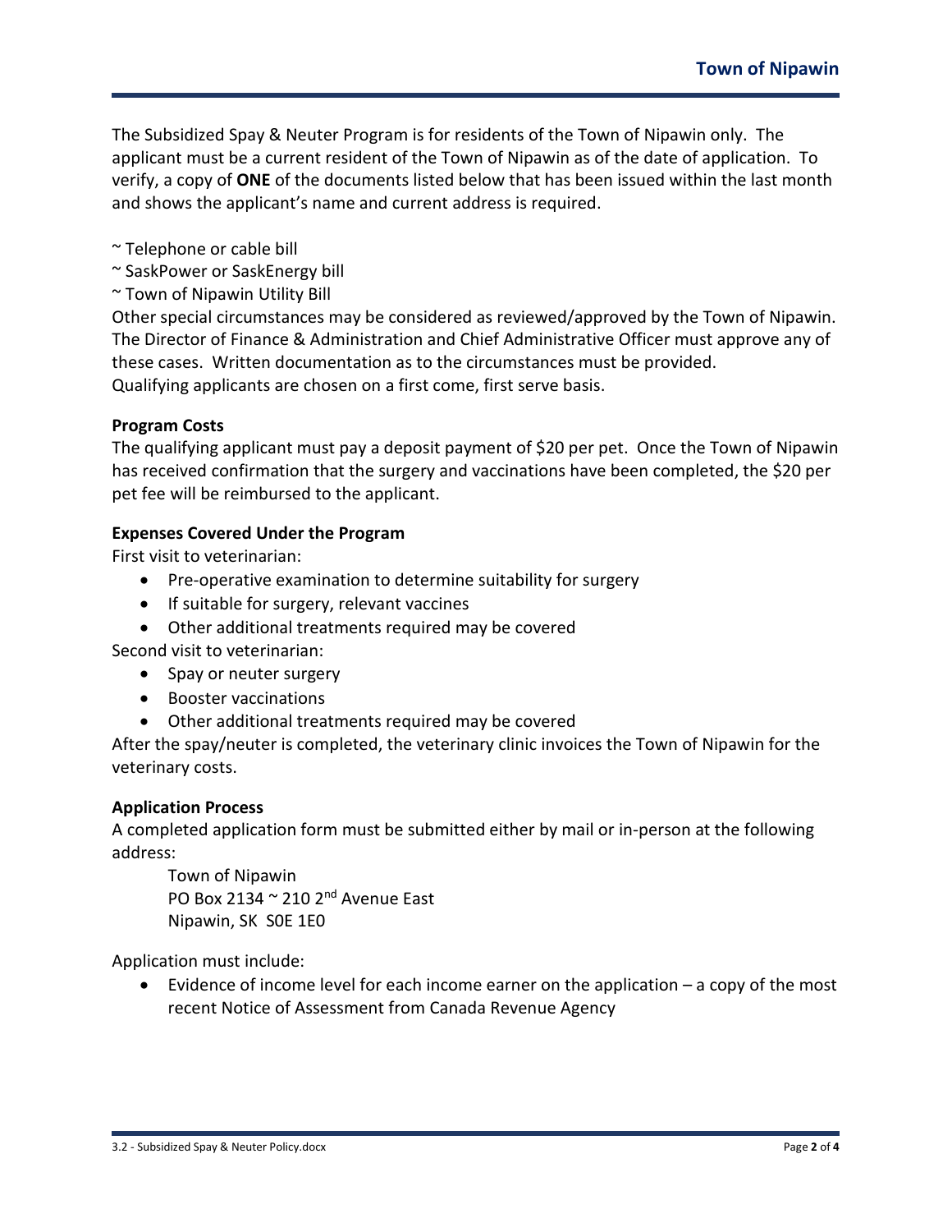The Subsidized Spay & Neuter Program is for residents of the Town of Nipawin only. The applicant must be a current resident of the Town of Nipawin as of the date of application. To verify, a copy of **ONE** of the documents listed below that has been issued within the last month and shows the applicant's name and current address is required.

~ Telephone or cable bill
~ SaskPower or SaskEnergy bill
~ Town of Nipawin Utility Bill

Other special circumstances may be considered as reviewed/approved by the Town of Nipawin. The Director of Finance & Administration and Chief Administrative Officer must approve any of these cases. Written documentation as to the circumstances must be provided.
Qualifying applicants are chosen on a first come, first serve basis.

**Program Costs**

The qualifying applicant must pay a deposit payment of $20 per pet. Once the Town of Nipawin has received confirmation that the surgery and vaccinations have been completed, the $20 per pet fee will be reimbursed to the applicant.

**Expenses Covered Under the Program**

First visit to veterinarian:

- Pre-operative examination to determine suitability for surgery
- If suitable for surgery, relevant vaccines
- Other additional treatments required may be covered

Second visit to veterinarian:

- Spay or neuter surgery
- Booster vaccinations
- Other additional treatments required may be covered

After the spay/neuter is completed, the veterinary clinic invoices the Town of Nipawin for the veterinary costs.

**Application Process**

A completed application form must be submitted either by mail or in-person at the following address:

Town of Nipawin
PO Box 2134 ~ 210 2nd Avenue East
Nipawin, SK S0E 1E0

Application must include:

- Evidence of income level for each income earner on the application – a copy of the most recent Notice of Assessment from Canada Revenue Agency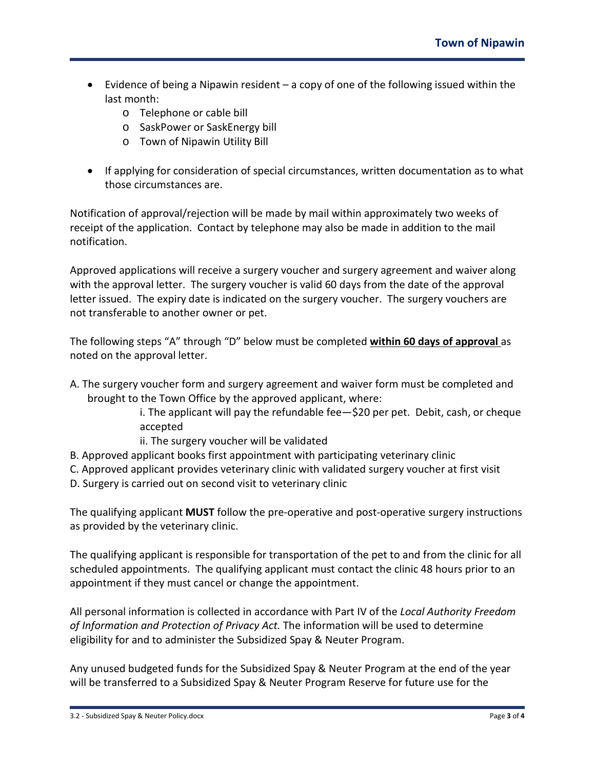- Evidence of being a Nipawin resident – a copy of one of the following issued within the last month:
  - Telephone or cable bill
  - SaskPower or SaskEnergy bill
  - Town of Nipawin Utility Bill

- If applying for consideration of special circumstances, written documentation as to what those circumstances are.

Notification of approval/rejection will be made by mail within approximately two weeks of receipt of the application. Contact by telephone may also be made in addition to the mail notification.

Approved applications will receive a surgery voucher and surgery agreement and waiver along with the approval letter. The surgery voucher is valid 60 days from the date of the approval letter issued. The expiry date is indicated on the surgery voucher. The surgery vouchers are not transferable to another owner or pet.

The following steps "A" through "D" below must be completed **within 60 days of approval** as noted on the approval letter.

A. The surgery voucher form and surgery agreement and waiver form must be completed and brought to the Town Office by the approved applicant, where:
   i. The applicant will pay the refundable fee—$20 per pet. Debit, cash, or cheque accepted
   ii. The surgery voucher will be validated
B. Approved applicant books first appointment with participating veterinary clinic
C. Approved applicant provides veterinary clinic with validated surgery voucher at first visit
D. Surgery is carried out on second visit to veterinary clinic

The qualifying applicant **MUST** follow the pre-operative and post-operative surgery instructions as provided by the veterinary clinic.

The qualifying applicant is responsible for transportation of the pet to and from the clinic for all scheduled appointments. The qualifying applicant must contact the clinic 48 hours prior to an appointment if they must cancel or change the appointment.

All personal information is collected in accordance with Part IV of the *Local Authority Freedom of Information and Protection of Privacy Act.* The information will be used to determine eligibility for and to administer the Subsidized Spay & Neuter Program.

Any unused budgeted funds for the Subsidized Spay & Neuter Program at the end of the year will be transferred to a Subsidized Spay & Neuter Program Reserve for future use for the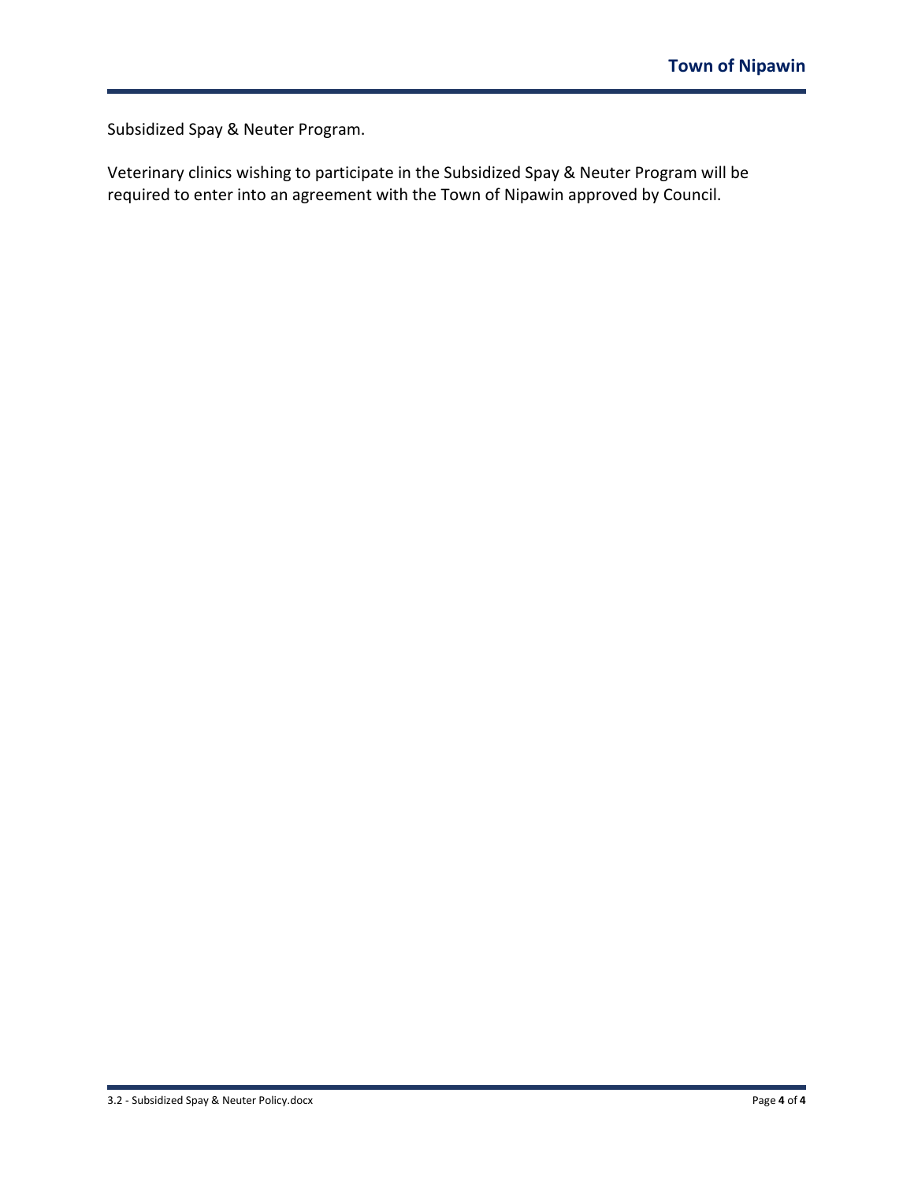Subsidized Spay & Neuter Program.

Veterinary clinics wishing to participate in the Subsidized Spay & Neuter Program will be required to enter into an agreement with the Town of Nipawin approved by Council.